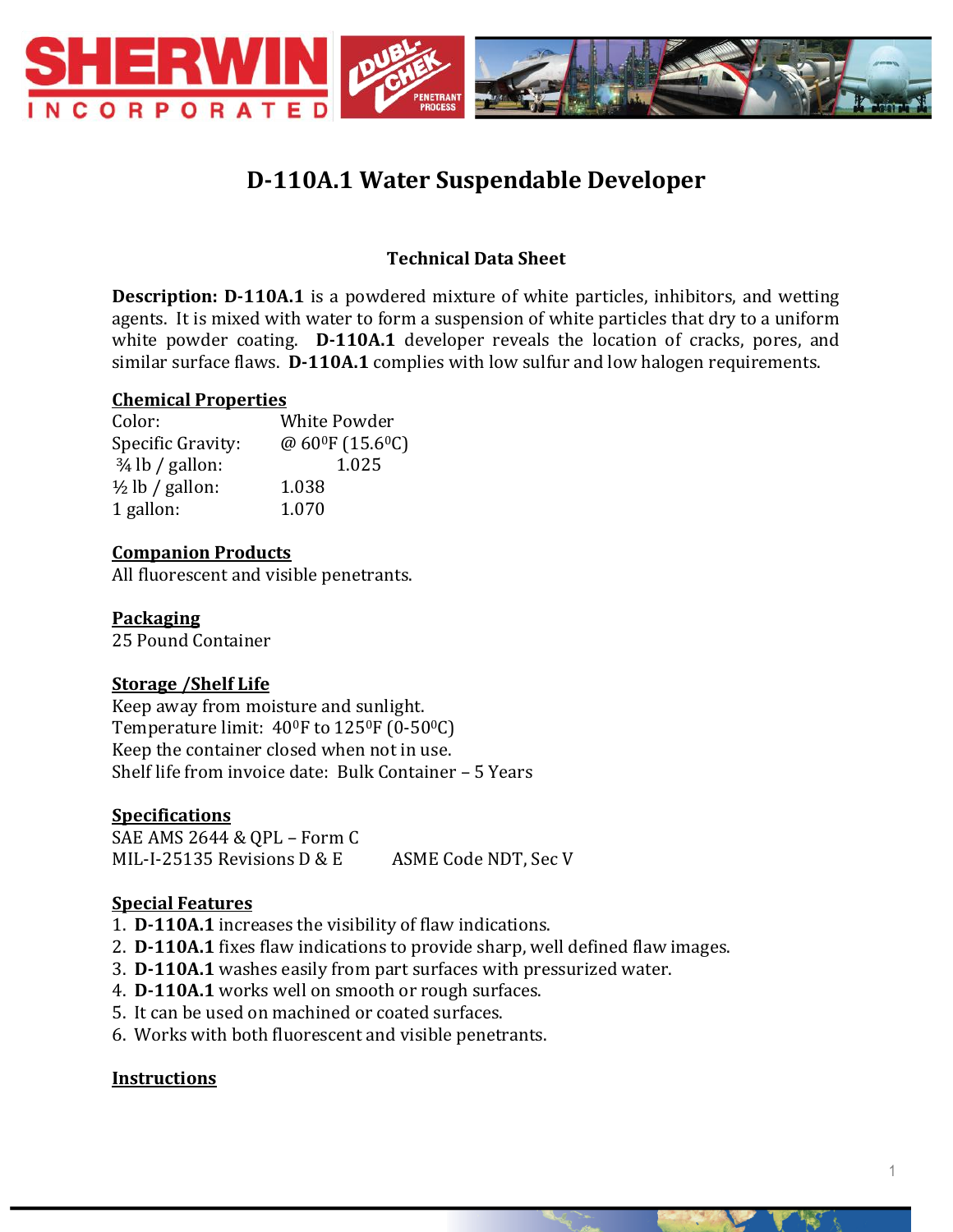# D-110A.1 Water Suspendable Developer

**Technical Data Sheet**

**Description: D-110A.1** is a powdered mixture of white particles, inhibitors, and wetting agents. It is mixed with water to form a suspension of white particles that dry to a uniform white powder coating. **D-110A.1** developer reveals the location of cracks, pores, and similar surface flaws. **D-110A.1** complies with low sulfur and low halogen requirements.

## Chemical Properties

| | |
|---|---|
| Color: | White Powder |
| Specific Gravity: | @ 60⁰F (15.6⁰C) |
| ¾ lb / gallon: | 1.025 |
| ½ lb / gallon: | 1.038 |
| 1 gallon: | 1.070 |

## Companion Products

All fluorescent and visible penetrants.

## Packaging

25 Pound Container

## Storage /Shelf Life

Keep away from moisture and sunlight.
Temperature limit: 40⁰F to 125⁰F (0-50⁰C)
Keep the container closed when not in use.
Shelf life from invoice date: Bulk Container – 5 Years

## Specifications

SAE AMS 2644 & QPL – Form C
MIL-I-25135 Revisions D & E
ASME Code NDT, Sec V

## Special Features

1. **D-110A.1** increases the visibility of flaw indications.
2. **D-110A.1** fixes flaw indications to provide sharp, well defined flaw images.
3. **D-110A.1** washes easily from part surfaces with pressurized water.
4. **D-110A.1** works well on smooth or rough surfaces.
5. It can be used on machined or coated surfaces.
6. Works with both fluorescent and visible penetrants.

## Instructions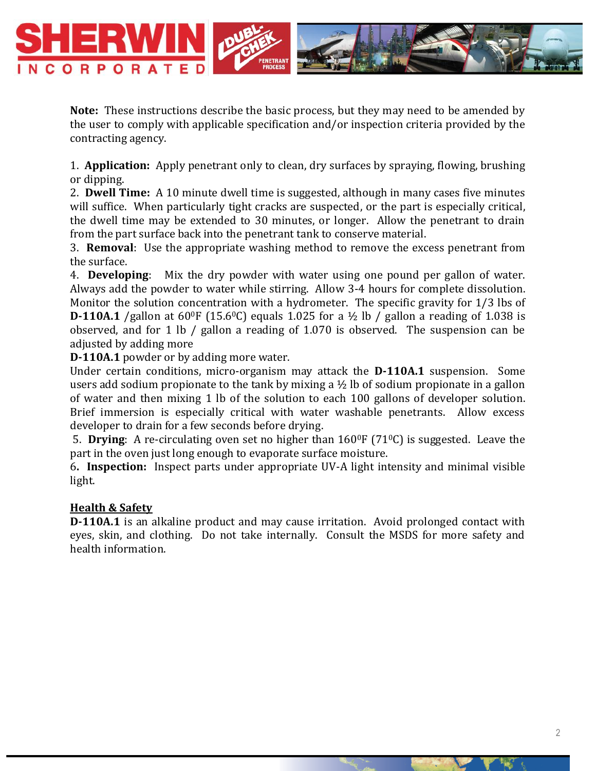**Note:** These instructions describe the basic process, but they may need to be amended by the user to comply with applicable specification and/or inspection criteria provided by the contracting agency.

1. **Application:** Apply penetrant only to clean, dry surfaces by spraying, flowing, brushing or dipping.
2. **Dwell Time:** A 10 minute dwell time is suggested, although in many cases five minutes will suffice. When particularly tight cracks are suspected, or the part is especially critical, the dwell time may be extended to 30 minutes, or longer. Allow the penetrant to drain from the part surface back into the penetrant tank to conserve material.
3. **Removal**: Use the appropriate washing method to remove the excess penetrant from the surface.
4. **Developing**: Mix the dry powder with water using one pound per gallon of water. Always add the powder to water while stirring. Allow 3-4 hours for complete dissolution. Monitor the solution concentration with a hydrometer. The specific gravity for 1/3 lbs of **D-110A.1** /gallon at $60^0$F ($15.6^0$C) equals 1.025 for a ½ lb / gallon a reading of 1.038 is observed, and for 1 lb / gallon a reading of 1.070 is observed. The suspension can be adjusted by adding more **D-110A.1** powder or by adding more water.
Under certain conditions, micro-organism may attack the **D-110A.1** suspension. Some users add sodium propionate to the tank by mixing a ½ lb of sodium propionate in a gallon of water and then mixing 1 lb of the solution to each 100 gallons of developer solution. Brief immersion is especially critical with water washable penetrants. Allow excess developer to drain for a few seconds before drying.
5. **Drying**: A re-circulating oven set no higher than $160^0$F ($71^0$C) is suggested. Leave the part in the oven just long enough to evaporate surface moisture.
6. **Inspection:** Inspect parts under appropriate UV-A light intensity and minimal visible light.

## Health & Safety

**D-110A.1** is an alkaline product and may cause irritation. Avoid prolonged contact with eyes, skin, and clothing. Do not take internally. Consult the MSDS for more safety and health information.